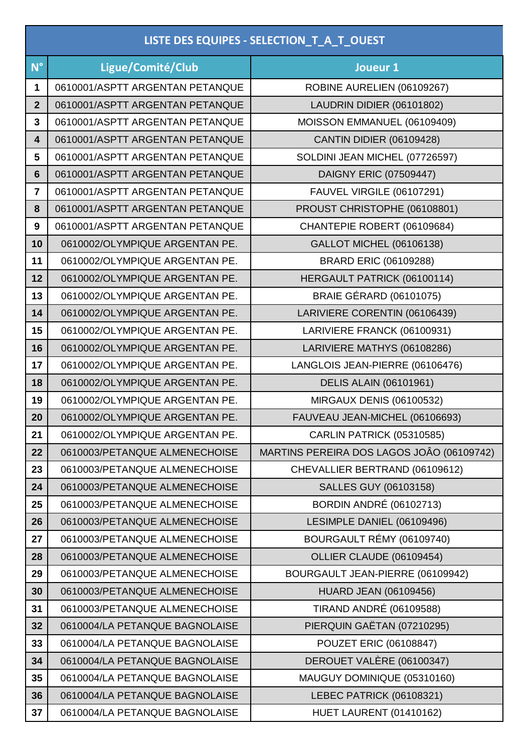| LISTE DES EQUIPES - SELECTION_T_A_T_OUEST | | |
|---|---|---|
| **N°** | **Ligue/Comité/Club** | **Joueur 1** |
| 1 | 0610001/ASPTT ARGENTAN PETANQUE | ROBINE AURELIEN (06109267) |
| 2 | 0610001/ASPTT ARGENTAN PETANQUE | LAUDRIN DIDIER (06101802) |
| 3 | 0610001/ASPTT ARGENTAN PETANQUE | MOISSON EMMANUEL (06109409) |
| 4 | 0610001/ASPTT ARGENTAN PETANQUE | CANTIN DIDIER (06109428) |
| 5 | 0610001/ASPTT ARGENTAN PETANQUE | SOLDINI JEAN MICHEL (07726597) |
| 6 | 0610001/ASPTT ARGENTAN PETANQUE | DAIGNY ERIC (07509447) |
| 7 | 0610001/ASPTT ARGENTAN PETANQUE | FAUVEL VIRGILE (06107291) |
| 8 | 0610001/ASPTT ARGENTAN PETANQUE | PROUST CHRISTOPHE (06108801) |
| 9 | 0610001/ASPTT ARGENTAN PETANQUE | CHANTEPIE ROBERT (06109684) |
| 10 | 0610002/OLYMPIQUE ARGENTAN PE. | GALLOT MICHEL (06106138) |
| 11 | 0610002/OLYMPIQUE ARGENTAN PE. | BRARD ERIC (06109288) |
| 12 | 0610002/OLYMPIQUE ARGENTAN PE. | HERGAULT PATRICK (06100114) |
| 13 | 0610002/OLYMPIQUE ARGENTAN PE. | BRAIE GÉRARD (06101075) |
| 14 | 0610002/OLYMPIQUE ARGENTAN PE. | LARIVIERE CORENTIN (06106439) |
| 15 | 0610002/OLYMPIQUE ARGENTAN PE. | LARIVIERE FRANCK (06100931) |
| 16 | 0610002/OLYMPIQUE ARGENTAN PE. | LARIVIERE MATHYS (06108286) |
| 17 | 0610002/OLYMPIQUE ARGENTAN PE. | LANGLOIS JEAN-PIERRE (06106476) |
| 18 | 0610002/OLYMPIQUE ARGENTAN PE. | DELIS ALAIN (06101961) |
| 19 | 0610002/OLYMPIQUE ARGENTAN PE. | MIRGAUX DENIS (06100532) |
| 20 | 0610002/OLYMPIQUE ARGENTAN PE. | FAUVEAU JEAN-MICHEL (06106693) |
| 21 | 0610002/OLYMPIQUE ARGENTAN PE. | CARLIN PATRICK (05310585) |
| 22 | 0610003/PETANQUE ALMENECHOISE | MARTINS PEREIRA DOS LAGOS JOÂO (06109742) |
| 23 | 0610003/PETANQUE ALMENECHOISE | CHEVALLIER BERTRAND (06109612) |
| 24 | 0610003/PETANQUE ALMENECHOISE | SALLES GUY (06103158) |
| 25 | 0610003/PETANQUE ALMENECHOISE | BORDIN ANDRÉ (06102713) |
| 26 | 0610003/PETANQUE ALMENECHOISE | LESIMPLE DANIEL (06109496) |
| 27 | 0610003/PETANQUE ALMENECHOISE | BOURGAULT RÉMY (06109740) |
| 28 | 0610003/PETANQUE ALMENECHOISE | OLLIER CLAUDE (06109454) |
| 29 | 0610003/PETANQUE ALMENECHOISE | BOURGAULT JEAN-PIERRE (06109942) |
| 30 | 0610003/PETANQUE ALMENECHOISE | HUARD JEAN (06109456) |
| 31 | 0610003/PETANQUE ALMENECHOISE | TIRAND ANDRÉ (06109588) |
| 32 | 0610004/LA PETANQUE BAGNOLAISE | PIERQUIN GAËTAN (07210295) |
| 33 | 0610004/LA PETANQUE BAGNOLAISE | POUZET ERIC (06108847) |
| 34 | 0610004/LA PETANQUE BAGNOLAISE | DEROUET VALÈRE (06100347) |
| 35 | 0610004/LA PETANQUE BAGNOLAISE | MAUGUY DOMINIQUE (05310160) |
| 36 | 0610004/LA PETANQUE BAGNOLAISE | LEBEC PATRICK (06108321) |
| 37 | 0610004/LA PETANQUE BAGNOLAISE | HUET LAURENT (01410162) |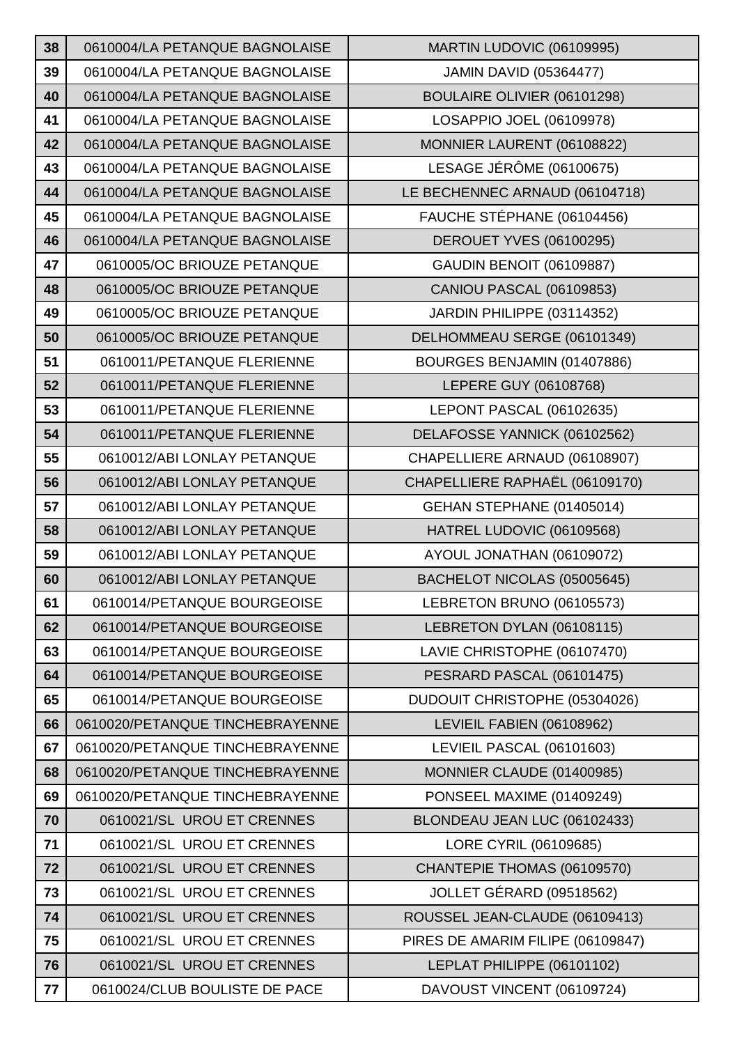| 38 | 0610004/LA PETANQUE BAGNOLAISE | MARTIN LUDOVIC (06109995) |
|---|---|---|
| 39 | 0610004/LA PETANQUE BAGNOLAISE | JAMIN DAVID (05364477) |
| 40 | 0610004/LA PETANQUE BAGNOLAISE | BOULAIRE OLIVIER (06101298) |
| 41 | 0610004/LA PETANQUE BAGNOLAISE | LOSAPPIO JOEL (06109978) |
| 42 | 0610004/LA PETANQUE BAGNOLAISE | MONNIER LAURENT (06108822) |
| 43 | 0610004/LA PETANQUE BAGNOLAISE | LESAGE JÉRÔME (06100675) |
| 44 | 0610004/LA PETANQUE BAGNOLAISE | LE BECHENNEC ARNAUD (06104718) |
| 45 | 0610004/LA PETANQUE BAGNOLAISE | FAUCHE STÉPHANE (06104456) |
| 46 | 0610004/LA PETANQUE BAGNOLAISE | DEROUET YVES (06100295) |
| 47 | 0610005/OC BRIOUZE PETANQUE | GAUDIN BENOIT (06109887) |
| 48 | 0610005/OC BRIOUZE PETANQUE | CANIOU PASCAL (06109853) |
| 49 | 0610005/OC BRIOUZE PETANQUE | JARDIN PHILIPPE (03114352) |
| 50 | 0610005/OC BRIOUZE PETANQUE | DELHOMMEAU SERGE (06101349) |
| 51 | 0610011/PETANQUE FLERIENNE | BOURGES BENJAMIN (01407886) |
| 52 | 0610011/PETANQUE FLERIENNE | LEPERE GUY (06108768) |
| 53 | 0610011/PETANQUE FLERIENNE | LEPONT PASCAL (06102635) |
| 54 | 0610011/PETANQUE FLERIENNE | DELAFOSSE YANNICK (06102562) |
| 55 | 0610012/ABI LONLAY PETANQUE | CHAPELLIERE ARNAUD (06108907) |
| 56 | 0610012/ABI LONLAY PETANQUE | CHAPELLIERE RAPHAËL (06109170) |
| 57 | 0610012/ABI LONLAY PETANQUE | GEHAN STEPHANE (01405014) |
| 58 | 0610012/ABI LONLAY PETANQUE | HATREL LUDOVIC (06109568) |
| 59 | 0610012/ABI LONLAY PETANQUE | AYOUL JONATHAN (06109072) |
| 60 | 0610012/ABI LONLAY PETANQUE | BACHELOT NICOLAS (05005645) |
| 61 | 0610014/PETANQUE BOURGEOISE | LEBRETON BRUNO (06105573) |
| 62 | 0610014/PETANQUE BOURGEOISE | LEBRETON DYLAN (06108115) |
| 63 | 0610014/PETANQUE BOURGEOISE | LAVIE CHRISTOPHE (06107470) |
| 64 | 0610014/PETANQUE BOURGEOISE | PESRARD PASCAL (06101475) |
| 65 | 0610014/PETANQUE BOURGEOISE | DUDOUIT CHRISTOPHE (05304026) |
| 66 | 0610020/PETANQUE TINCHEBRAYENNE | LEVIEIL FABIEN (06108962) |
| 67 | 0610020/PETANQUE TINCHEBRAYENNE | LEVIEIL PASCAL (06101603) |
| 68 | 0610020/PETANQUE TINCHEBRAYENNE | MONNIER CLAUDE (01400985) |
| 69 | 0610020/PETANQUE TINCHEBRAYENNE | PONSEEL MAXIME (01409249) |
| 70 | 0610021/SL  UROU ET CRENNES | BLONDEAU JEAN LUC (06102433) |
| 71 | 0610021/SL  UROU ET CRENNES | LORE CYRIL (06109685) |
| 72 | 0610021/SL  UROU ET CRENNES | CHANTEPIE THOMAS (06109570) |
| 73 | 0610021/SL  UROU ET CRENNES | JOLLET GÉRARD (09518562) |
| 74 | 0610021/SL  UROU ET CRENNES | ROUSSEL JEAN-CLAUDE (06109413) |
| 75 | 0610021/SL  UROU ET CRENNES | PIRES DE AMARIM FILIPE (06109847) |
| 76 | 0610021/SL  UROU ET CRENNES | LEPLAT PHILIPPE (06101102) |
| 77 | 0610024/CLUB BOULISTE DE PACE | DAVOUST VINCENT (06109724) |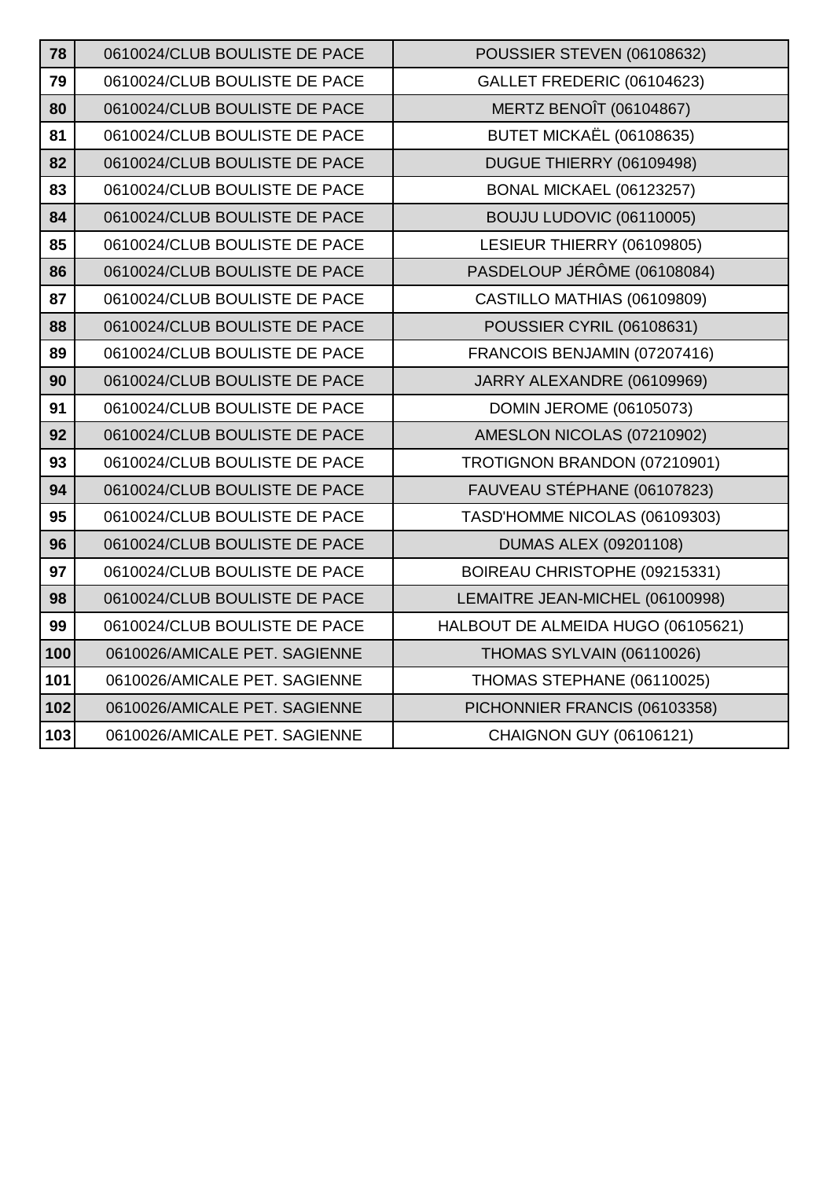| | | |
|---|---|---|
| **78** | 0610024/CLUB BOULISTE DE PACE | POUSSIER STEVEN (06108632) |
| **79** | 0610024/CLUB BOULISTE DE PACE | GALLET FREDERIC (06104623) |
| **80** | 0610024/CLUB BOULISTE DE PACE | MERTZ BENOÎT (06104867) |
| **81** | 0610024/CLUB BOULISTE DE PACE | BUTET MICKAËL (06108635) |
| **82** | 0610024/CLUB BOULISTE DE PACE | DUGUE THIERRY (06109498) |
| **83** | 0610024/CLUB BOULISTE DE PACE | BONAL MICKAEL (06123257) |
| **84** | 0610024/CLUB BOULISTE DE PACE | BOUJU LUDOVIC (06110005) |
| **85** | 0610024/CLUB BOULISTE DE PACE | LESIEUR THIERRY (06109805) |
| **86** | 0610024/CLUB BOULISTE DE PACE | PASDELOUP JÉRÔME (06108084) |
| **87** | 0610024/CLUB BOULISTE DE PACE | CASTILLO MATHIAS (06109809) |
| **88** | 0610024/CLUB BOULISTE DE PACE | POUSSIER CYRIL (06108631) |
| **89** | 0610024/CLUB BOULISTE DE PACE | FRANCOIS BENJAMIN (07207416) |
| **90** | 0610024/CLUB BOULISTE DE PACE | JARRY ALEXANDRE (06109969) |
| **91** | 0610024/CLUB BOULISTE DE PACE | DOMIN JEROME (06105073) |
| **92** | 0610024/CLUB BOULISTE DE PACE | AMESLON NICOLAS (07210902) |
| **93** | 0610024/CLUB BOULISTE DE PACE | TROTIGNON BRANDON (07210901) |
| **94** | 0610024/CLUB BOULISTE DE PACE | FAUVEAU STÉPHANE (06107823) |
| **95** | 0610024/CLUB BOULISTE DE PACE | TASD'HOMME NICOLAS (06109303) |
| **96** | 0610024/CLUB BOULISTE DE PACE | DUMAS ALEX (09201108) |
| **97** | 0610024/CLUB BOULISTE DE PACE | BOIREAU CHRISTOPHE (09215331) |
| **98** | 0610024/CLUB BOULISTE DE PACE | LEMAITRE JEAN-MICHEL (06100998) |
| **99** | 0610024/CLUB BOULISTE DE PACE | HALBOUT DE ALMEIDA HUGO (06105621) |
| **100** | 0610026/AMICALE PET. SAGIENNE | THOMAS SYLVAIN (06110026) |
| **101** | 0610026/AMICALE PET. SAGIENNE | THOMAS STEPHANE (06110025) |
| **102** | 0610026/AMICALE PET. SAGIENNE | PICHONNIER FRANCIS (06103358) |
| **103** | 0610026/AMICALE PET. SAGIENNE | CHAIGNON GUY (06106121) |